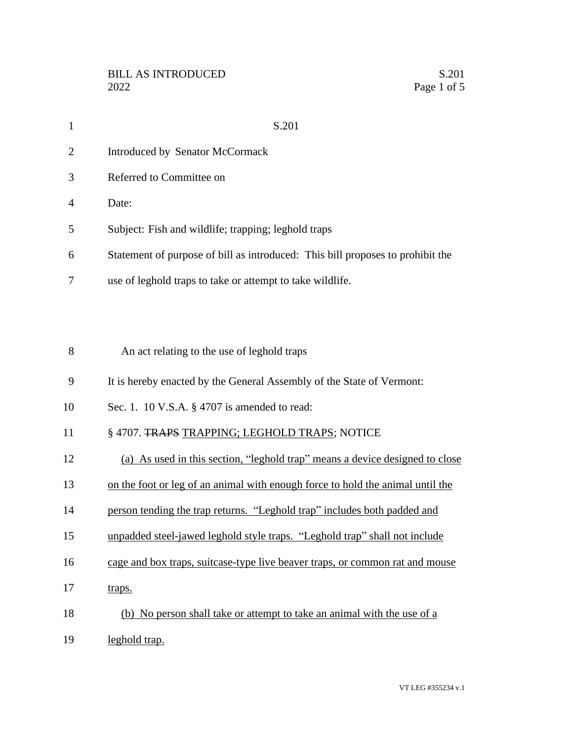S.201

Introduced by Senator McCormack

Referred to Committee on

Date:

Subject: Fish and wildlife; trapping; leghold traps

Statement of purpose of bill as introduced: This bill proposes to prohibit the use of leghold traps to take or attempt to take wildlife.

An act relating to the use of leghold traps

It is hereby enacted by the General Assembly of the State of Vermont:

Sec. 1. 10 V.S.A. § 4707 is amended to read:

§ 4707. ~~TRAPS~~ <u>TRAPPING; LEGHOLD TRAPS</u>; NOTICE

<u>(a) As used in this section, "leghold trap" means a device designed to close on the foot or leg of an animal with enough force to hold the animal until the person tending the trap returns. "Leghold trap" includes both padded and unpadded steel-jawed leghold style traps. "Leghold trap" shall not include cage and box traps, suitcase-type live beaver traps, or common rat and mouse traps.</u>

<u>(b) No person shall take or attempt to take an animal with the use of a leghold trap.</u>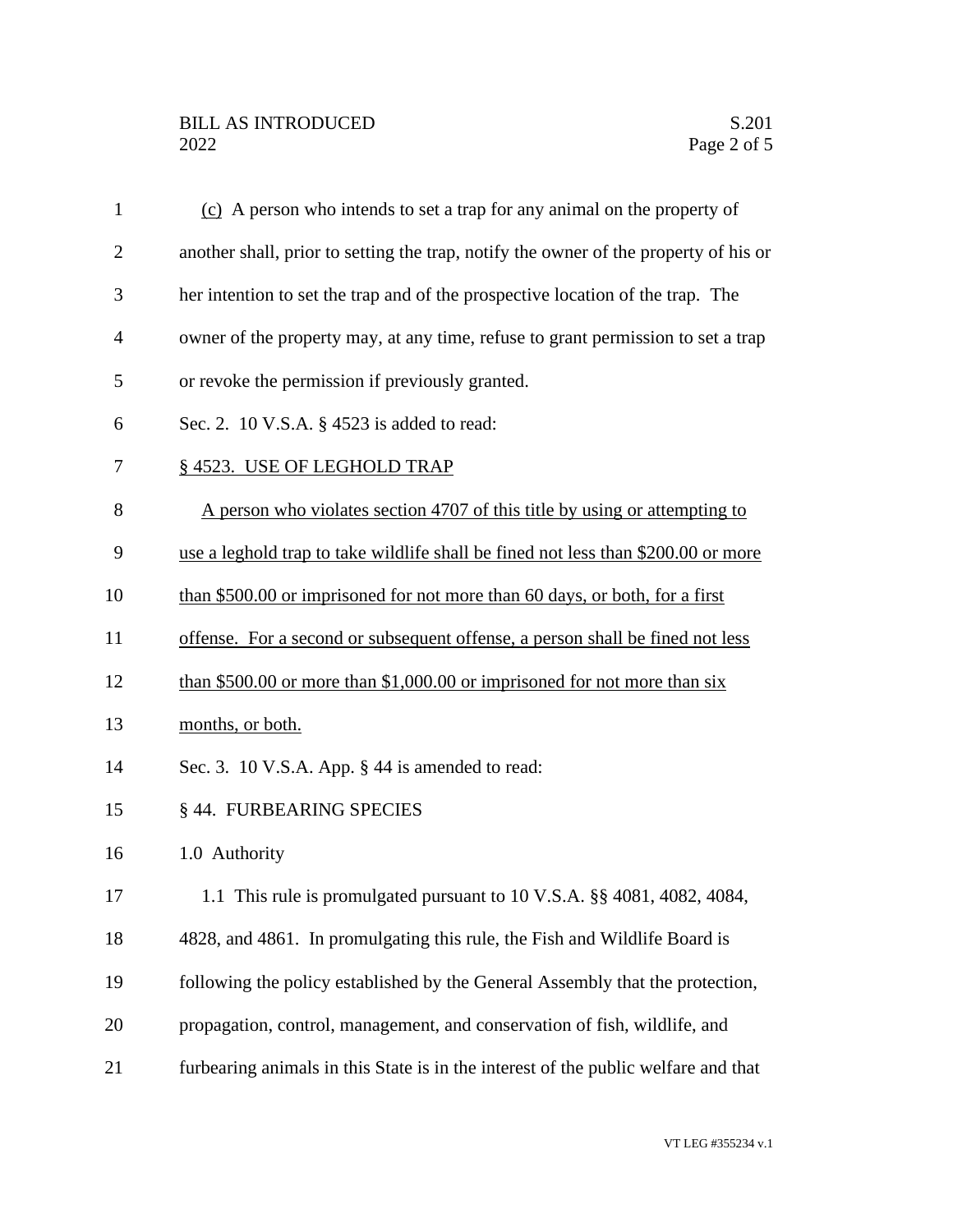(c) A person who intends to set a trap for any animal on the property of another shall, prior to setting the trap, notify the owner of the property of his or her intention to set the trap and of the prospective location of the trap. The owner of the property may, at any time, refuse to grant permission to set a trap or revoke the permission if previously granted.

Sec. 2. 10 V.S.A. § 4523 is added to read:

§ 4523. USE OF LEGHOLD TRAP

A person who violates section 4707 of this title by using or attempting to use a leghold trap to take wildlife shall be fined not less than $200.00 or more than $500.00 or imprisoned for not more than 60 days, or both, for a first offense. For a second or subsequent offense, a person shall be fined not less than $500.00 or more than $1,000.00 or imprisoned for not more than six months, or both.

Sec. 3. 10 V.S.A. App. § 44 is amended to read:

§ 44. FURBEARING SPECIES

1.0 Authority

1.1 This rule is promulgated pursuant to 10 V.S.A. §§ 4081, 4082, 4084, 4828, and 4861. In promulgating this rule, the Fish and Wildlife Board is following the policy established by the General Assembly that the protection, propagation, control, management, and conservation of fish, wildlife, and furbearing animals in this State is in the interest of the public welfare and that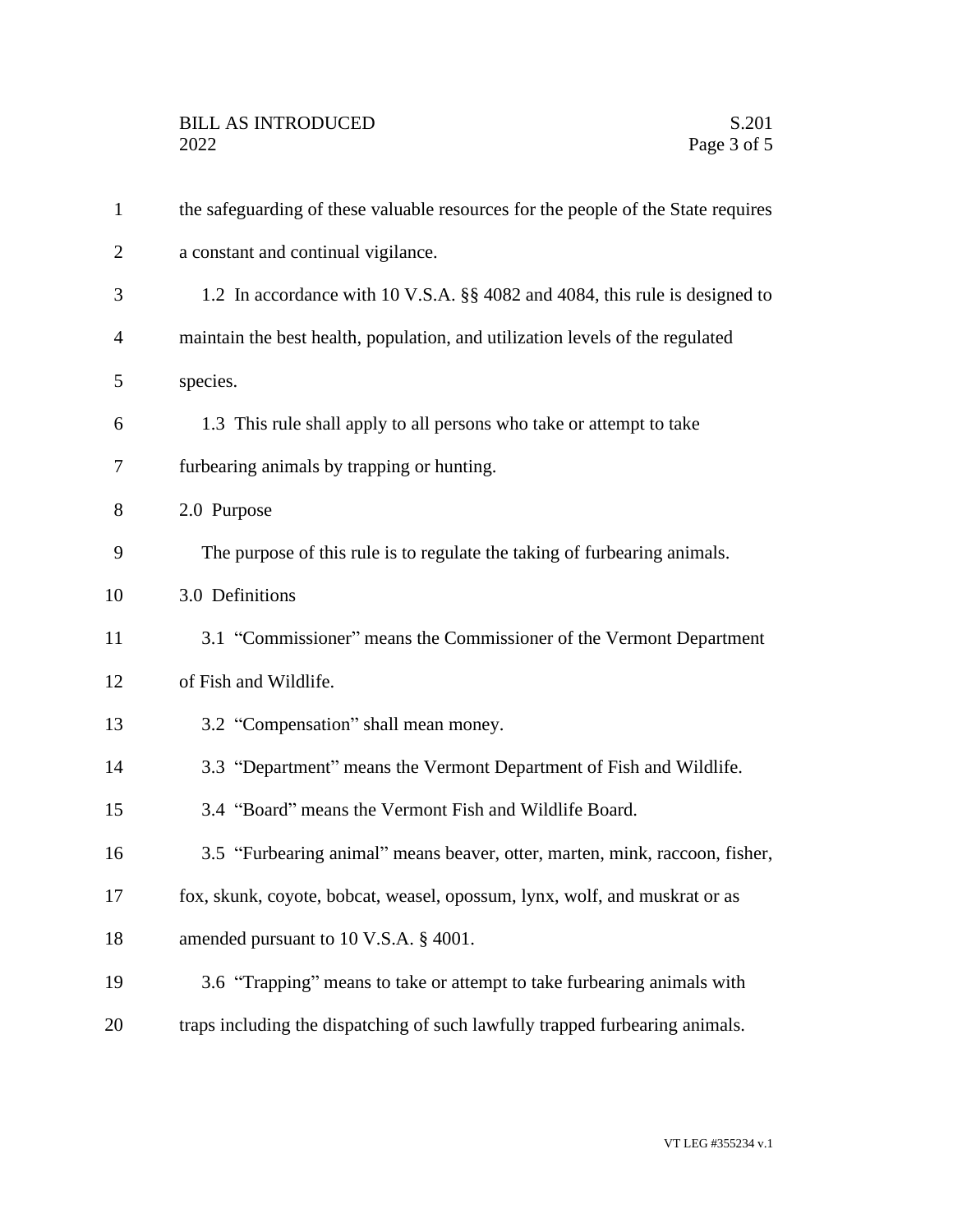the safeguarding of these valuable resources for the people of the State requires a constant and continual vigilance.

1.2 In accordance with 10 V.S.A. §§ 4082 and 4084, this rule is designed to maintain the best health, population, and utilization levels of the regulated species.

1.3 This rule shall apply to all persons who take or attempt to take furbearing animals by trapping or hunting.

2.0 Purpose

The purpose of this rule is to regulate the taking of furbearing animals.

3.0 Definitions

3.1 "Commissioner" means the Commissioner of the Vermont Department of Fish and Wildlife.

3.2 "Compensation" shall mean money.

3.3 "Department" means the Vermont Department of Fish and Wildlife.

3.4 "Board" means the Vermont Fish and Wildlife Board.

3.5 "Furbearing animal" means beaver, otter, marten, mink, raccoon, fisher, fox, skunk, coyote, bobcat, weasel, opossum, lynx, wolf, and muskrat or as amended pursuant to 10 V.S.A. § 4001.

3.6 "Trapping" means to take or attempt to take furbearing animals with traps including the dispatching of such lawfully trapped furbearing animals.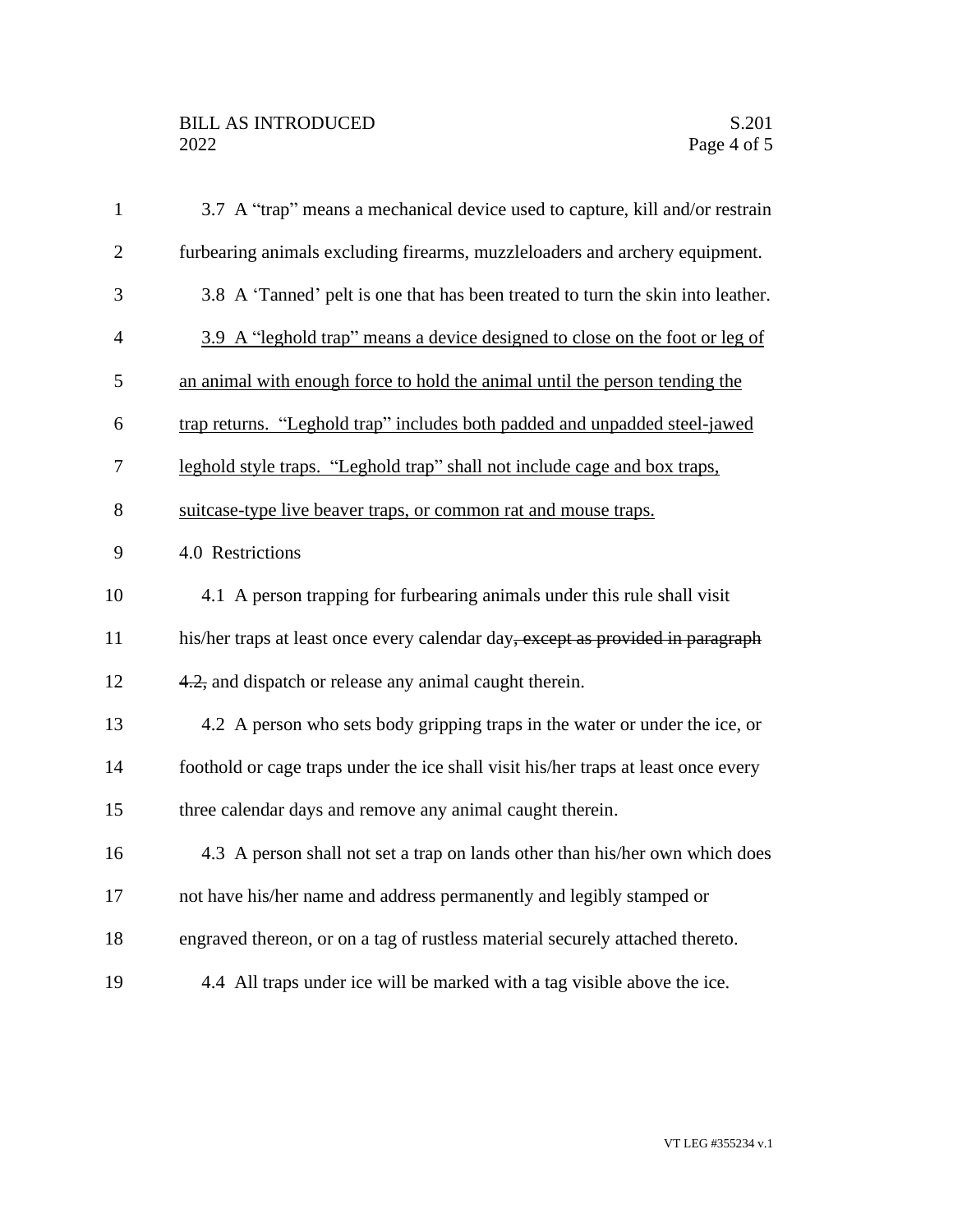3.7 A "trap" means a mechanical device used to capture, kill and/or restrain furbearing animals excluding firearms, muzzleloaders and archery equipment.

3.8 A 'Tanned' pelt is one that has been treated to turn the skin into leather.

<u>3.9 A "leghold trap" means a device designed to close on the foot or leg of an animal with enough force to hold the animal until the person tending the trap returns. "Leghold trap" includes both padded and unpadded steel-jawed leghold style traps. "Leghold trap" shall not include cage and box traps, suitcase-type live beaver traps, or common rat and mouse traps.</u>

4.0 Restrictions

4.1 A person trapping for furbearing animals under this rule shall visit his/her traps at least once every calendar day~~, except as provided in paragraph 4.2,~~ and dispatch or release any animal caught therein.

4.2 A person who sets body gripping traps in the water or under the ice, or foothold or cage traps under the ice shall visit his/her traps at least once every three calendar days and remove any animal caught therein.

4.3 A person shall not set a trap on lands other than his/her own which does not have his/her name and address permanently and legibly stamped or engraved thereon, or on a tag of rustless material securely attached thereto.

4.4 All traps under ice will be marked with a tag visible above the ice.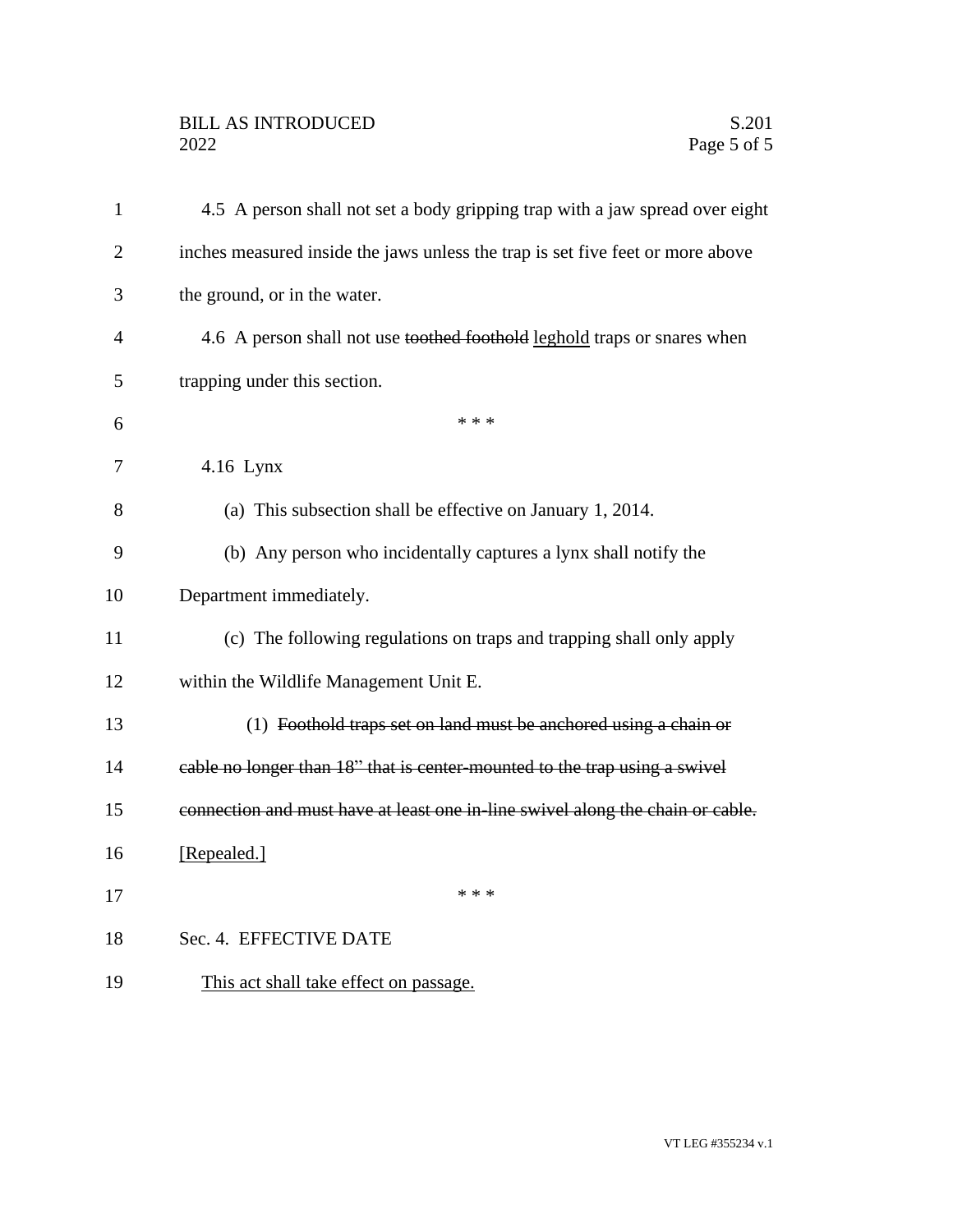4.5 A person shall not set a body gripping trap with a jaw spread over eight inches measured inside the jaws unless the trap is set five feet or more above the ground, or in the water.

4.6 A person shall not use ~~toothed foothold~~ <u>leghold</u> traps or snares when trapping under this section.

\* \* \*

4.16 Lynx

(a) This subsection shall be effective on January 1, 2014.

(b) Any person who incidentally captures a lynx shall notify the Department immediately.

(c) The following regulations on traps and trapping shall only apply within the Wildlife Management Unit E.

(1) ~~Foothold traps set on land must be anchored using a chain or cable no longer than 18" that is center-mounted to the trap using a swivel connection and must have at least one in-line swivel along the chain or cable.~~ <u>[Repealed.]</u>

\* \* \*

Sec. 4. EFFECTIVE DATE

<u>This act shall take effect on passage.</u>